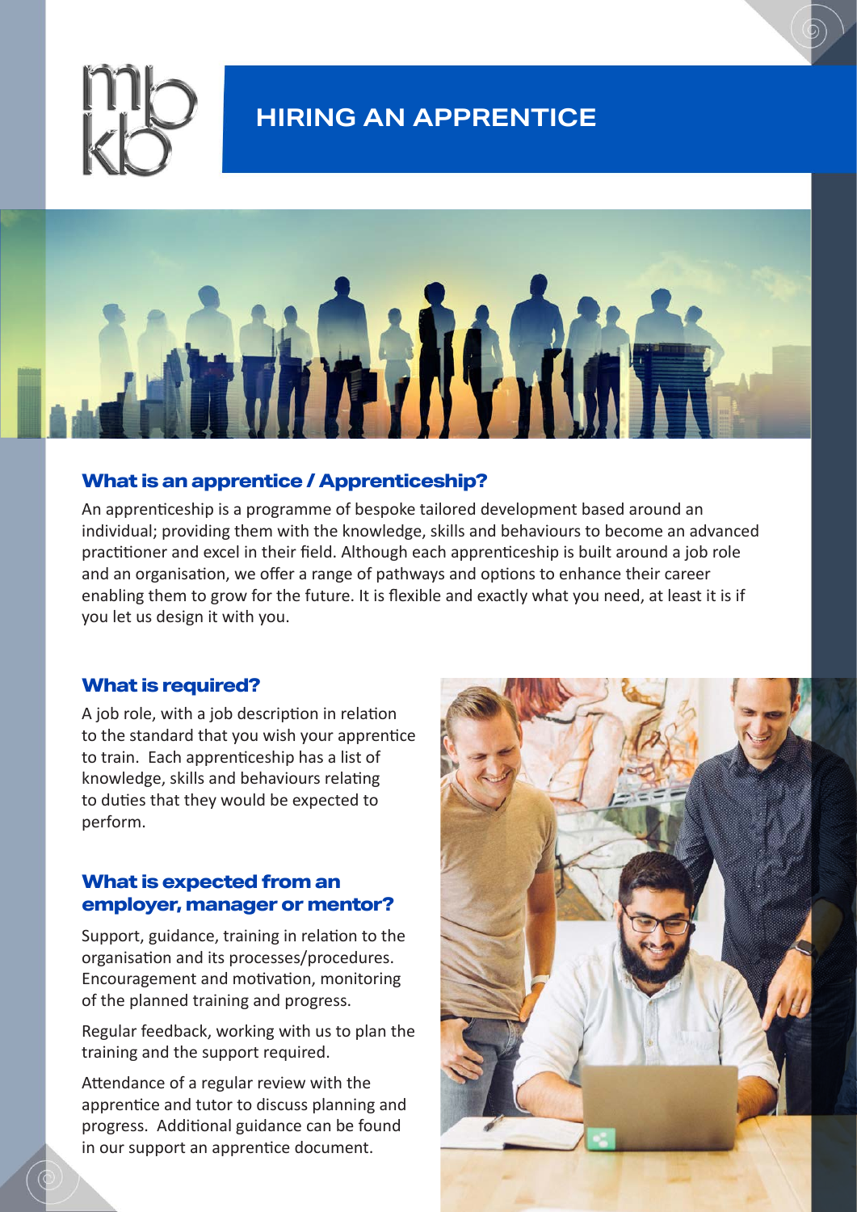# HIRING AN APPRENTICE

## What is an apprentice / Apprenticeship?

An apprenticeship is a programme of bespoke tailored development based around an individual; providing them with the knowledge, skills and behaviours to become an advanced practitioner and excel in their field. Although each apprenticeship is built around a job role and an organisation, we offer a range of pathways and options to enhance their career enabling them to grow for the future. It is flexible and exactly what you need, at least it is if you let us design it with you.

## What is required?

A job role, with a job description in relation to the standard that you wish your apprentice to train. Each apprenticeship has a list of knowledge, skills and behaviours relating to duties that they would be expected to perform.

## What is expected from an employer, manager or mentor?

Support, guidance, training in relation to the organisation and its processes/procedures. Encouragement and motivation, monitoring of the planned training and progress.

Regular feedback, working with us to plan the training and the support required.

Attendance of a regular review with the apprentice and tutor to discuss planning and progress. Additional guidance can be found in our support an apprentice document.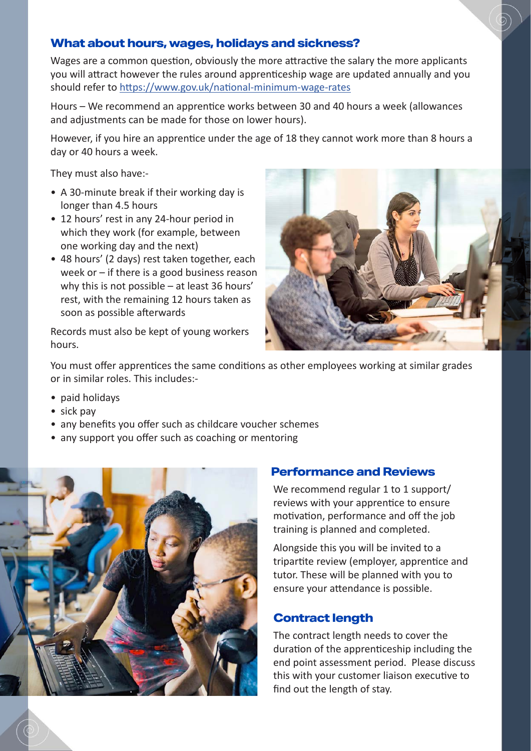## What about hours, wages, holidays and sickness?

Wages are a common question, obviously the more attractive the salary the more applicants you will attract however the rules around apprenticeship wage are updated annually and you should refer to https://www.gov.uk/national-minimum-wage-rates

Hours – We recommend an apprentice works between 30 and 40 hours a week (allowances and adjustments can be made for those on lower hours).

However, if you hire an apprentice under the age of 18 they cannot work more than 8 hours a day or 40 hours a week.

They must also have:-

- A 30-minute break if their working day is longer than 4.5 hours
- 12 hours' rest in any 24-hour period in which they work (for example, between one working day and the next)
- 48 hours' (2 days) rest taken together, each week or – if there is a good business reason why this is not possible – at least 36 hours' rest, with the remaining 12 hours taken as soon as possible afterwards

Records must also be kept of young workers hours.

You must offer apprentices the same conditions as other employees working at similar grades or in similar roles. This includes:-

- paid holidays
- sick pay
- any benefits you offer such as childcare voucher schemes
- any support you offer such as coaching or mentoring

## Performance and Reviews

We recommend regular 1 to 1 support/ reviews with your apprentice to ensure motivation, performance and off the job training is planned and completed.

Alongside this you will be invited to a tripartite review (employer, apprentice and tutor. These will be planned with you to ensure your attendance is possible.

## Contract length

The contract length needs to cover the duration of the apprenticeship including the end point assessment period. Please discuss this with your customer liaison executive to find out the length of stay.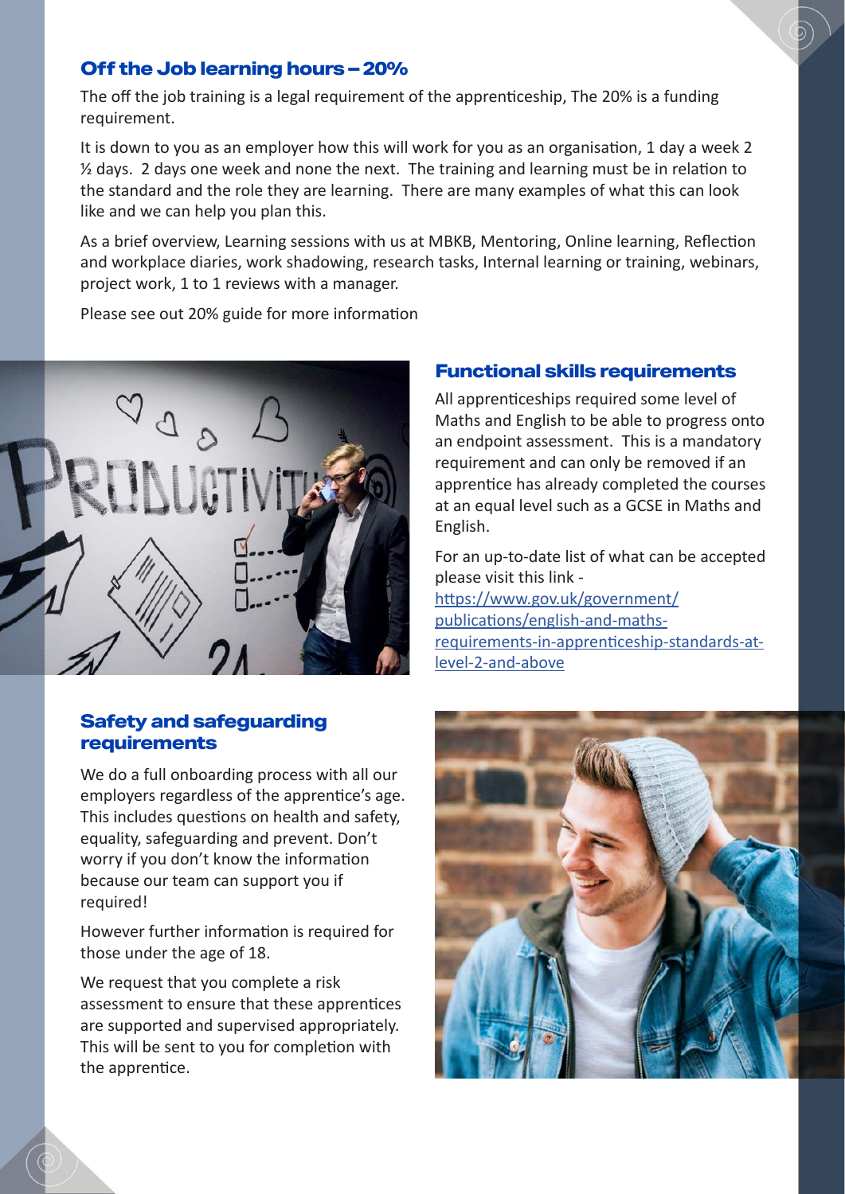## Off the Job learning hours – 20%

The off the job training is a legal requirement of the apprenticeship, The 20% is a funding requirement.

It is down to you as an employer how this will work for you as an organisation, 1 day a week 2 ½ days. 2 days one week and none the next. The training and learning must be in relation to the standard and the role they are learning. There are many examples of what this can look like and we can help you plan this.

As a brief overview, Learning sessions with us at MBKB, Mentoring, Online learning, Reflection and workplace diaries, work shadowing, research tasks, Internal learning or training, webinars, project work, 1 to 1 reviews with a manager.

Please see out 20% guide for more information

## Functional skills requirements

All apprenticeships required some level of Maths and English to be able to progress onto an endpoint assessment. This is a mandatory requirement and can only be removed if an apprentice has already completed the courses at an equal level such as a GCSE in Maths and English.

For an up-to-date list of what can be accepted please visit this link - https://www.gov.uk/government/publications/english-and-maths-requirements-in-apprenticeship-standards-at-level-2-and-above

## Safety and safeguarding requirements

We do a full onboarding process with all our employers regardless of the apprentice's age. This includes questions on health and safety, equality, safeguarding and prevent. Don't worry if you don't know the information because our team can support you if required!

However further information is required for those under the age of 18.

We request that you complete a risk assessment to ensure that these apprentices are supported and supervised appropriately. This will be sent to you for completion with the apprentice.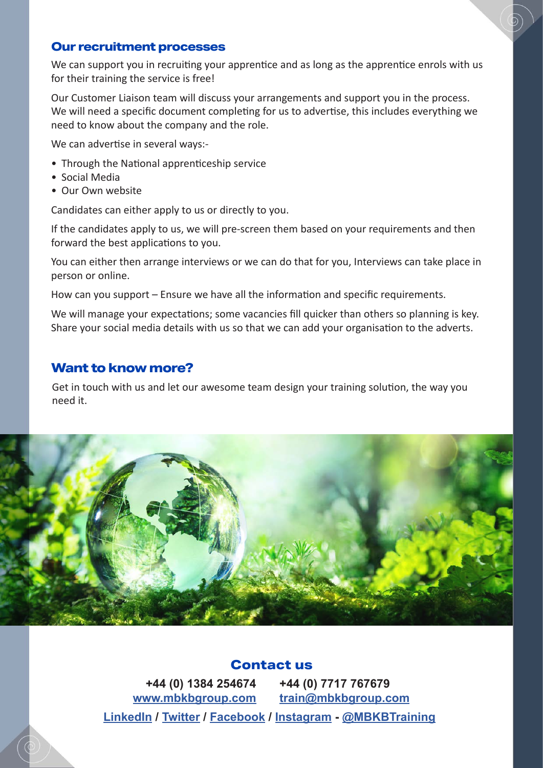## Our recruitment processes

We can support you in recruiting your apprentice and as long as the apprentice enrols with us for their training the service is free!

Our Customer Liaison team will discuss your arrangements and support you in the process. We will need a specific document completing for us to advertise, this includes everything we need to know about the company and the role.

We can advertise in several ways:-

- Through the National apprenticeship service
- Social Media
- Our Own website

Candidates can either apply to us or directly to you.

If the candidates apply to us, we will pre-screen them based on your requirements and then forward the best applications to you.

You can either then arrange interviews or we can do that for you, Interviews can take place in person or online.

How can you support – Ensure we have all the information and specific requirements.

We will manage your expectations; some vacancies fill quicker than others so planning is key. Share your social media details with us so that we can add your organisation to the adverts.

## Want to know more?

Get in touch with us and let our awesome team design your training solution, the way you need it.

## Contact us

**+44 (0) 1384 254674** **+44 (0) 7717 767679**

**www.mbkbgroup.com** **train@mbkbgroup.com**

**LinkedIn / Twitter / Facebook / Instagram - @MBKBTraining**